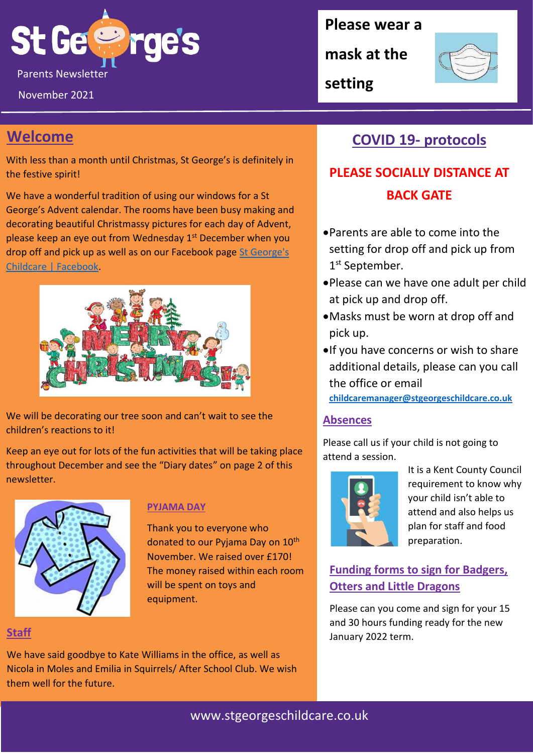# St George's

Parents Newsletter

November 2021

**Please wear a mask at the setting**

## Welcome

With less than a month until Christmas, St George's is definitely in the festive spirit!

We have a wonderful tradition of using our windows for a St George's Advent calendar. The rooms have been busy making and decorating beautiful Christmassy pictures for each day of Advent, please keep an eye out from Wednesday 1st December when you drop off and pick up as well as on our Facebook page St George's Childcare | Facebook.

We will be decorating our tree soon and can't wait to see the children's reactions to it!

Keep an eye out for lots of the fun activities that will be taking place throughout December and see the "Diary dates" on page 2 of this newsletter.

### PYJAMA DAY

Thank you to everyone who donated to our Pyjama Day on 10th November. We raised over £170! The money raised within each room will be spent on toys and equipment.

## Staff

We have said goodbye to Kate Williams in the office, as well as Nicola in Moles and Emilia in Squirrels/ After School Club. We wish them well for the future.

## COVID 19- protocols

**PLEASE SOCIALLY DISTANCE AT BACK GATE**

- Parents are able to come into the setting for drop off and pick up from 1st September.
- Please can we have one adult per child at pick up and drop off.
- Masks must be worn at drop off and pick up.
- If you have concerns or wish to share additional details, please can you call the office or email **childcaremanager@stgeorgeschildcare.co.uk**

## Absences

Please call us if your child is not going to attend a session.

It is a Kent County Council requirement to know why your child isn't able to attend and also helps us plan for staff and food preparation.

## Funding forms to sign for Badgers, Otters and Little Dragons

Please can you come and sign for your 15 and 30 hours funding ready for the new January 2022 term.

www.stgeorgeschildcare.co.uk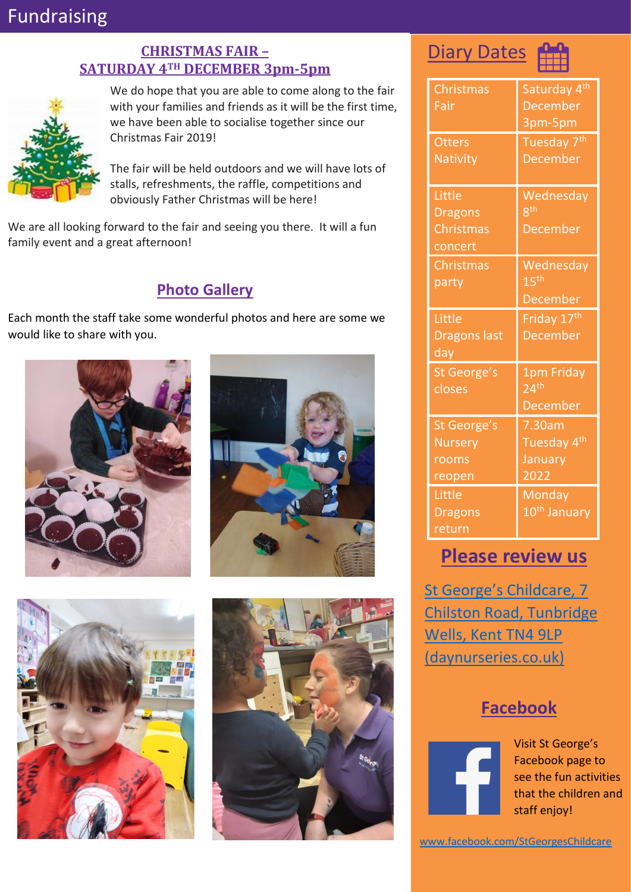# Fundraising

## CHRISTMAS FAIR – SATURDAY 4TH DECEMBER 3pm-5pm

We do hope that you are able to come along to the fair with your families and friends as it will be the first time, we have been able to socialise together since our Christmas Fair 2019!

The fair will be held outdoors and we will have lots of stalls, refreshments, the raffle, competitions and obviously Father Christmas will be here!

We are all looking forward to the fair and seeing you there. It will a fun family event and a great afternoon!

## Photo Gallery

Each month the staff take some wonderful photos and here are some we would like to share with you.

## Diary Dates

| | |
|---|---|
| Christmas Fair | Saturday 4th December 3pm-5pm |
| Otters Nativity | Tuesday 7th December |
| Little Dragons Christmas concert | Wednesday 8th December |
| Christmas party | Wednesday 15th December |
| Little Dragons last day | Friday 17th December |
| St George's closes | 1pm Friday 24th December |
| St George's Nursery rooms reopen | 7.30am Tuesday 4th January 2022 |
| Little Dragons return | Monday 10th January |

## Please review us

St George's Childcare, 7 Chilston Road, Tunbridge Wells, Kent TN4 9LP (daynurseries.co.uk)

## Facebook

Visit St George's Facebook page to see the fun activities that the children and staff enjoy!

www.facebook.com/StGeorgesChildcare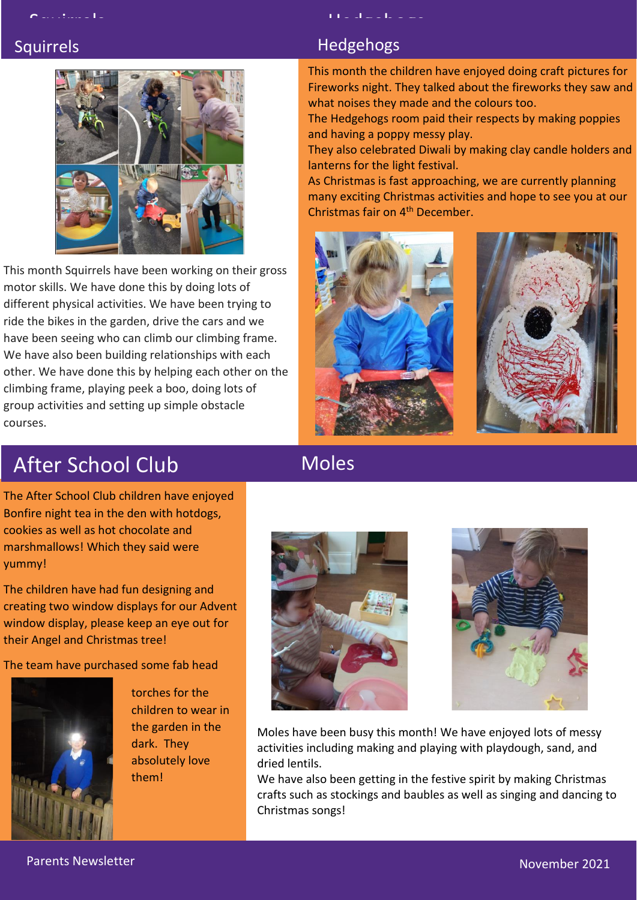## Squirrels

This month Squirrels have been working on their gross motor skills. We have done this by doing lots of different physical activities. We have been trying to ride the bikes in the garden, drive the cars and we have been seeing who can climb our climbing frame. We have also been building relationships with each other. We have done this by helping each other on the climbing frame, playing peek a boo, doing lots of group activities and setting up simple obstacle courses.

## Hedgehogs

This month the children have enjoyed doing craft pictures for Fireworks night. They talked about the fireworks they saw and what noises they made and the colours too.

The Hedgehogs room paid their respects by making poppies and having a poppy messy play.

They also celebrated Diwali by making clay candle holders and lanterns for the light festival.

As Christmas is fast approaching, we are currently planning many exciting Christmas activities and hope to see you at our Christmas fair on 4th December.

## After School Club

The After School Club children have enjoyed Bonfire night tea in the den with hotdogs, cookies as well as hot chocolate and marshmallows! Which they said were yummy!

The children have had fun designing and creating two window displays for our Advent window display, please keep an eye out for their Angel and Christmas tree!

The team have purchased some fab head torches for the children to wear in the garden in the dark. They absolutely love them!

## Moles

Moles have been busy this month! We have enjoyed lots of messy activities including making and playing with playdough, sand, and dried lentils.

We have also been getting in the festive spirit by making Christmas crafts such as stockings and baubles as well as singing and dancing to Christmas songs!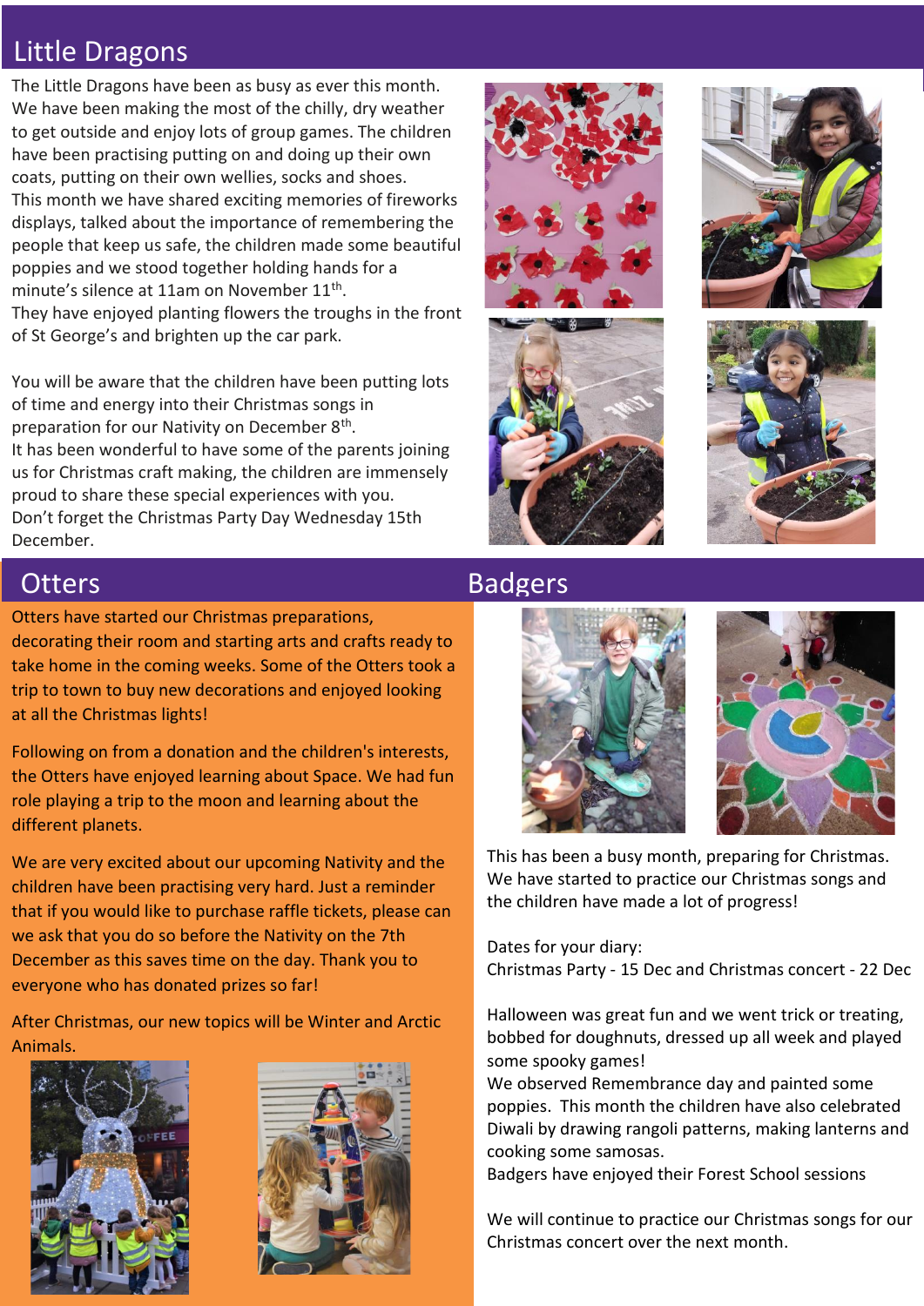## Little Dragons

The Little Dragons have been as busy as ever this month. We have been making the most of the chilly, dry weather to get outside and enjoy lots of group games. The children have been practising putting on and doing up their own coats, putting on their own wellies, socks and shoes.
This month we have shared exciting memories of fireworks displays, talked about the importance of remembering the people that keep us safe, the children made some beautiful poppies and we stood together holding hands for a minute's silence at 11am on November 11th.
They have enjoyed planting flowers the troughs in the front of St George's and brighten up the car park.

You will be aware that the children have been putting lots of time and energy into their Christmas songs in preparation for our Nativity on December 8th.
It has been wonderful to have some of the parents joining us for Christmas craft making, the children are immensely proud to share these special experiences with you.
Don't forget the Christmas Party Day Wednesday 15th December.

## Otters

Otters have started our Christmas preparations, decorating their room and starting arts and crafts ready to take home in the coming weeks. Some of the Otters took a trip to town to buy new decorations and enjoyed looking at all the Christmas lights!

Following on from a donation and the children's interests, the Otters have enjoyed learning about Space. We had fun role playing a trip to the moon and learning about the different planets.

We are very excited about our upcoming Nativity and the children have been practising very hard. Just a reminder that if you would like to purchase raffle tickets, please can we ask that you do so before the Nativity on the 7th December as this saves time on the day. Thank you to everyone who has donated prizes so far!

After Christmas, our new topics will be Winter and Arctic Animals.

## Badgers

This has been a busy month, preparing for Christmas. We have started to practice our Christmas songs and the children have made a lot of progress!

Dates for your diary:
Christmas Party - 15 Dec and Christmas concert - 22 Dec

Halloween was great fun and we went trick or treating, bobbed for doughnuts, dressed up all week and played some spooky games!
We observed Remembrance day and painted some poppies. This month the children have also celebrated Diwali by drawing rangoli patterns, making lanterns and cooking some samosas.
Badgers have enjoyed their Forest School sessions

We will continue to practice our Christmas songs for our Christmas concert over the next month.